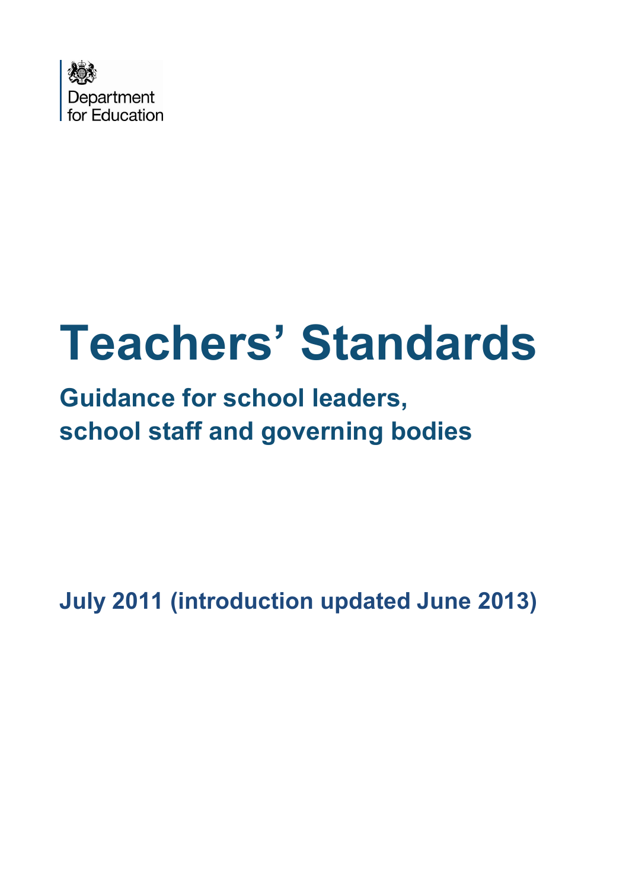Department for Education

# Teachers' Standards

## Guidance for school leaders, school staff and governing bodies

**July 2011 (introduction updated June 2013)**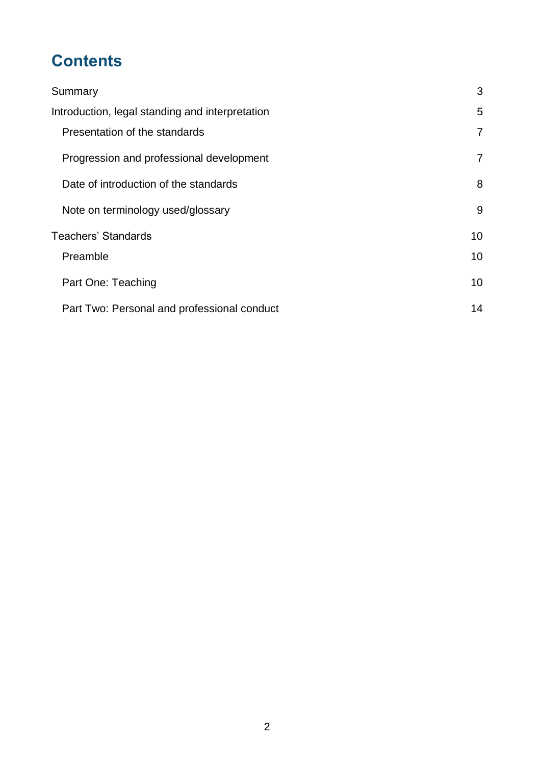# Contents

| | |
|---|---|
| Summary | 3 |
| Introduction, legal standing and interpretation | 5 |
| Presentation of the standards | 7 |
| Progression and professional development | 7 |
| Date of introduction of the standards | 8 |
| Note on terminology used/glossary | 9 |
| Teachers' Standards | 10 |
| Preamble | 10 |
| Part One: Teaching | 10 |
| Part Two: Personal and professional conduct | 14 |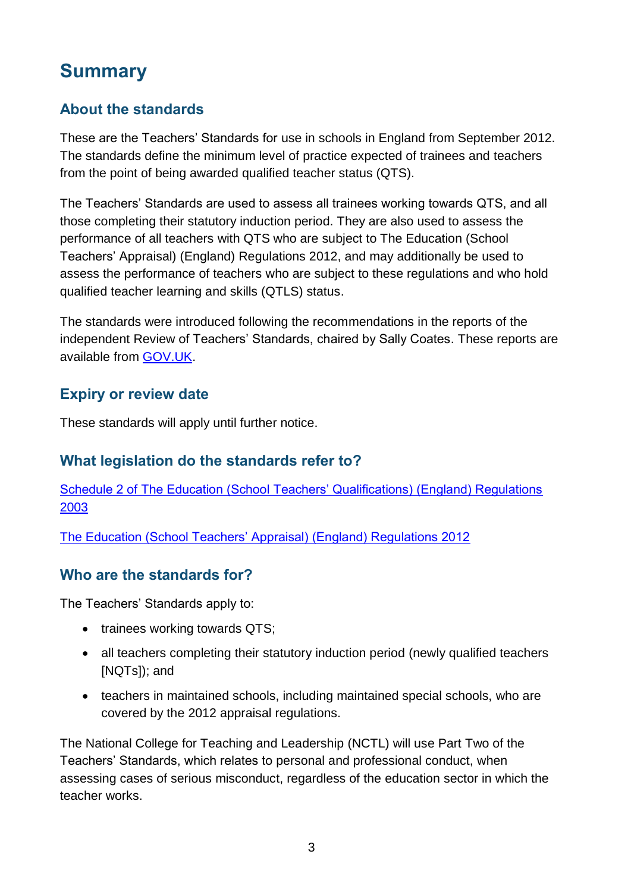# Summary

## About the standards

These are the Teachers' Standards for use in schools in England from September 2012. The standards define the minimum level of practice expected of trainees and teachers from the point of being awarded qualified teacher status (QTS).

The Teachers' Standards are used to assess all trainees working towards QTS, and all those completing their statutory induction period. They are also used to assess the performance of all teachers with QTS who are subject to The Education (School Teachers' Appraisal) (England) Regulations 2012, and may additionally be used to assess the performance of teachers who are subject to these regulations and who hold qualified teacher learning and skills (QTLS) status.

The standards were introduced following the recommendations in the reports of the independent Review of Teachers' Standards, chaired by Sally Coates. These reports are available from GOV.UK.

## Expiry or review date

These standards will apply until further notice.

## What legislation do the standards refer to?

Schedule 2 of The Education (School Teachers' Qualifications) (England) Regulations 2003

The Education (School Teachers' Appraisal) (England) Regulations 2012

## Who are the standards for?

The Teachers' Standards apply to:

- trainees working towards QTS;
- all teachers completing their statutory induction period (newly qualified teachers [NQTs]); and
- teachers in maintained schools, including maintained special schools, who are covered by the 2012 appraisal regulations.

The National College for Teaching and Leadership (NCTL) will use Part Two of the Teachers' Standards, which relates to personal and professional conduct, when assessing cases of serious misconduct, regardless of the education sector in which the teacher works.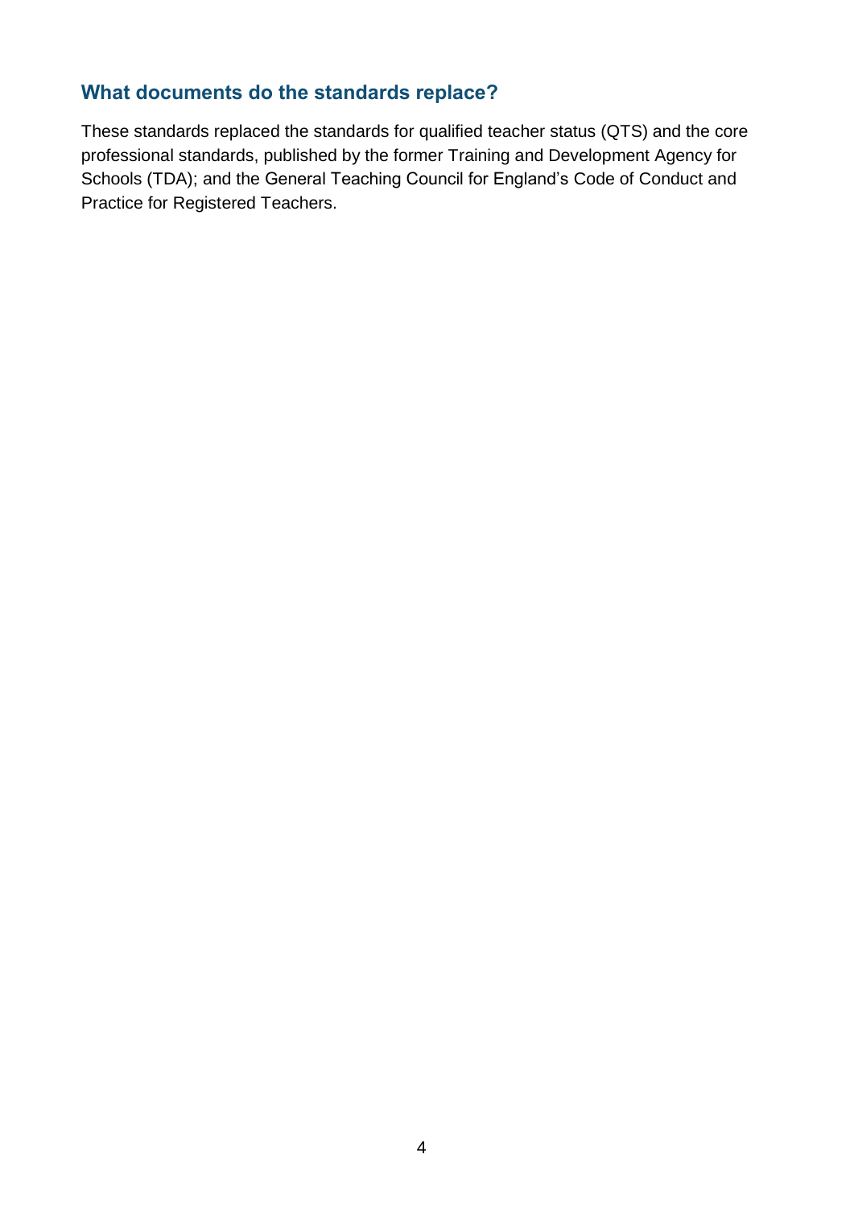## What documents do the standards replace?

These standards replaced the standards for qualified teacher status (QTS) and the core professional standards, published by the former Training and Development Agency for Schools (TDA); and the General Teaching Council for England's Code of Conduct and Practice for Registered Teachers.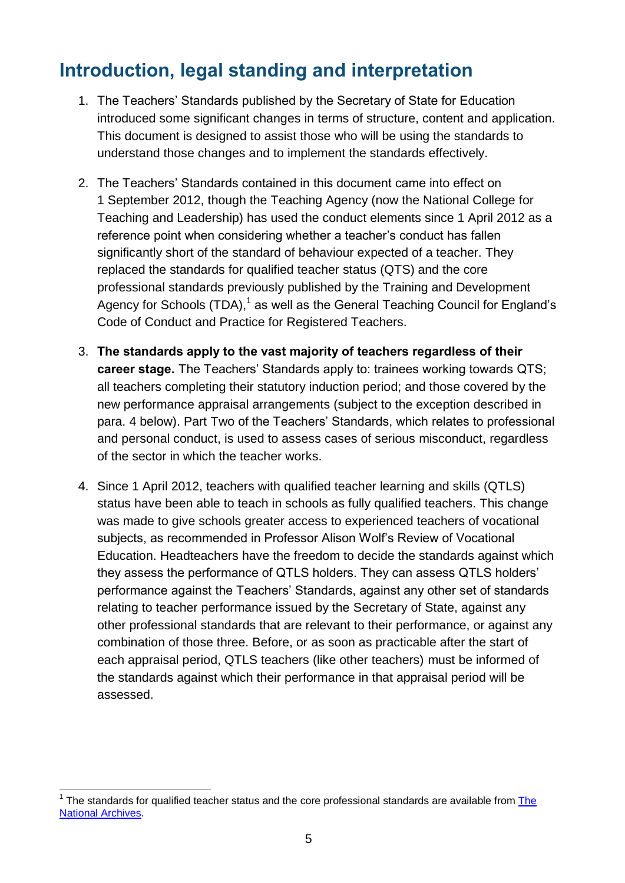## Introduction, legal standing and interpretation

1. The Teachers' Standards published by the Secretary of State for Education introduced some significant changes in terms of structure, content and application. This document is designed to assist those who will be using the standards to understand those changes and to implement the standards effectively.

2. The Teachers' Standards contained in this document came into effect on 1 September 2012, though the Teaching Agency (now the National College for Teaching and Leadership) has used the conduct elements since 1 April 2012 as a reference point when considering whether a teacher's conduct has fallen significantly short of the standard of behaviour expected of a teacher. They replaced the standards for qualified teacher status (QTS) and the core professional standards previously published by the Training and Development Agency for Schools (TDA),[1] as well as the General Teaching Council for England's Code of Conduct and Practice for Registered Teachers.

3. **The standards apply to the vast majority of teachers regardless of their career stage.** The Teachers' Standards apply to: trainees working towards QTS; all teachers completing their statutory induction period; and those covered by the new performance appraisal arrangements (subject to the exception described in para. 4 below). Part Two of the Teachers' Standards, which relates to professional and personal conduct, is used to assess cases of serious misconduct, regardless of the sector in which the teacher works.

4. Since 1 April 2012, teachers with qualified teacher learning and skills (QTLS) status have been able to teach in schools as fully qualified teachers. This change was made to give schools greater access to experienced teachers of vocational subjects, as recommended in Professor Alison Wolf's Review of Vocational Education. Headteachers have the freedom to decide the standards against which they assess the performance of QTLS holders. They can assess QTLS holders' performance against the Teachers' Standards, against any other set of standards relating to teacher performance issued by the Secretary of State, against any other professional standards that are relevant to their performance, or against any combination of those three. Before, or as soon as practicable after the start of each appraisal period, QTLS teachers (like other teachers) must be informed of the standards against which their performance in that appraisal period will be assessed.

---

[1] The standards for qualified teacher status and the core professional standards are available from [The National Archives](The National Archives).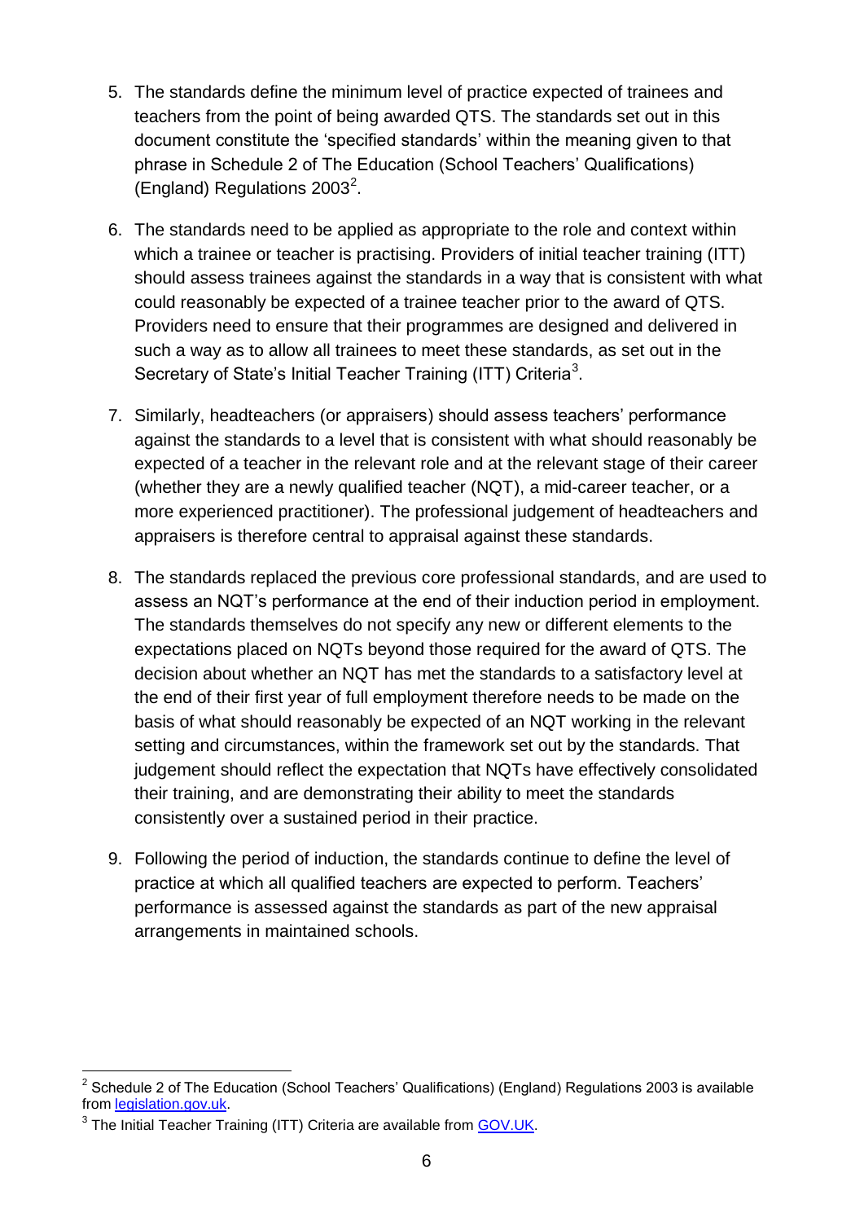5. The standards define the minimum level of practice expected of trainees and teachers from the point of being awarded QTS. The standards set out in this document constitute the 'specified standards' within the meaning given to that phrase in Schedule 2 of The Education (School Teachers' Qualifications) (England) Regulations 2003[2].

6. The standards need to be applied as appropriate to the role and context within which a trainee or teacher is practising. Providers of initial teacher training (ITT) should assess trainees against the standards in a way that is consistent with what could reasonably be expected of a trainee teacher prior to the award of QTS. Providers need to ensure that their programmes are designed and delivered in such a way as to allow all trainees to meet these standards, as set out in the Secretary of State's Initial Teacher Training (ITT) Criteria[3].

7. Similarly, headteachers (or appraisers) should assess teachers' performance against the standards to a level that is consistent with what should reasonably be expected of a teacher in the relevant role and at the relevant stage of their career (whether they are a newly qualified teacher (NQT), a mid-career teacher, or a more experienced practitioner). The professional judgement of headteachers and appraisers is therefore central to appraisal against these standards.

8. The standards replaced the previous core professional standards, and are used to assess an NQT's performance at the end of their induction period in employment. The standards themselves do not specify any new or different elements to the expectations placed on NQTs beyond those required for the award of QTS. The decision about whether an NQT has met the standards to a satisfactory level at the end of their first year of full employment therefore needs to be made on the basis of what should reasonably be expected of an NQT working in the relevant setting and circumstances, within the framework set out by the standards. That judgement should reflect the expectation that NQTs have effectively consolidated their training, and are demonstrating their ability to meet the standards consistently over a sustained period in their practice.

9. Following the period of induction, the standards continue to define the level of practice at which all qualified teachers are expected to perform. Teachers' performance is assessed against the standards as part of the new appraisal arrangements in maintained schools.

---

[2] Schedule 2 of The Education (School Teachers' Qualifications) (England) Regulations 2003 is available from legislation.gov.uk.

[3] The Initial Teacher Training (ITT) Criteria are available from GOV.UK.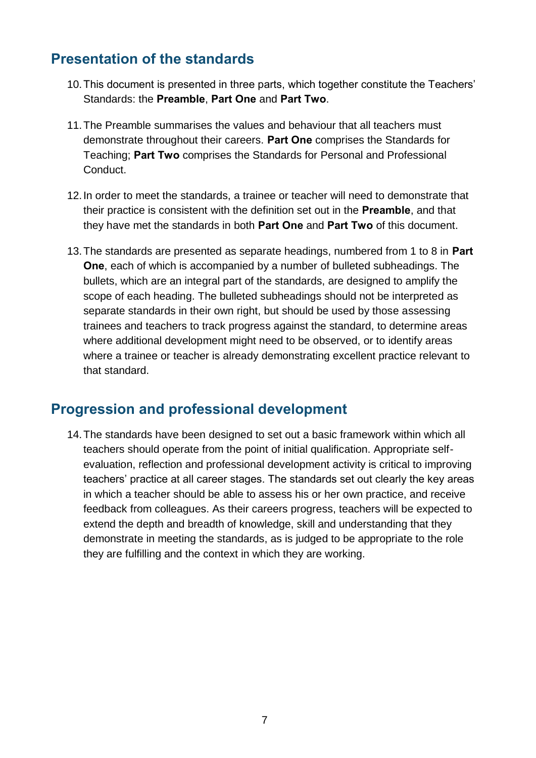## Presentation of the standards

10. This document is presented in three parts, which together constitute the Teachers' Standards: the **Preamble**, **Part One** and **Part Two**.

11. The Preamble summarises the values and behaviour that all teachers must demonstrate throughout their careers. **Part One** comprises the Standards for Teaching; **Part Two** comprises the Standards for Personal and Professional Conduct.

12. In order to meet the standards, a trainee or teacher will need to demonstrate that their practice is consistent with the definition set out in the **Preamble**, and that they have met the standards in both **Part One** and **Part Two** of this document.

13. The standards are presented as separate headings, numbered from 1 to 8 in **Part One**, each of which is accompanied by a number of bulleted subheadings. The bullets, which are an integral part of the standards, are designed to amplify the scope of each heading. The bulleted subheadings should not be interpreted as separate standards in their own right, but should be used by those assessing trainees and teachers to track progress against the standard, to determine areas where additional development might need to be observed, or to identify areas where a trainee or teacher is already demonstrating excellent practice relevant to that standard.

## Progression and professional development

14. The standards have been designed to set out a basic framework within which all teachers should operate from the point of initial qualification. Appropriate self-evaluation, reflection and professional development activity is critical to improving teachers' practice at all career stages. The standards set out clearly the key areas in which a teacher should be able to assess his or her own practice, and receive feedback from colleagues. As their careers progress, teachers will be expected to extend the depth and breadth of knowledge, skill and understanding that they demonstrate in meeting the standards, as is judged to be appropriate to the role they are fulfilling and the context in which they are working.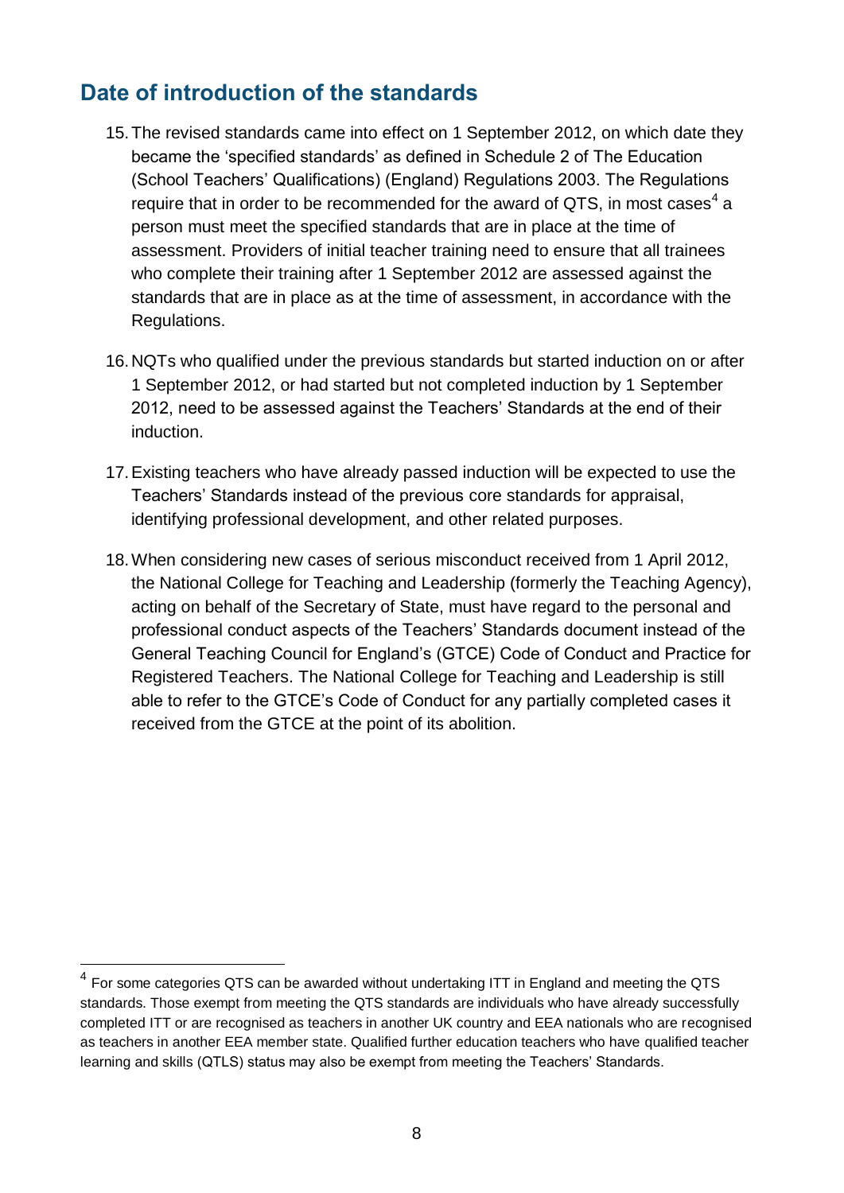## Date of introduction of the standards

15. The revised standards came into effect on 1 September 2012, on which date they became the 'specified standards' as defined in Schedule 2 of The Education (School Teachers' Qualifications) (England) Regulations 2003. The Regulations require that in order to be recommended for the award of QTS, in most cases[4] a person must meet the specified standards that are in place at the time of assessment. Providers of initial teacher training need to ensure that all trainees who complete their training after 1 September 2012 are assessed against the standards that are in place as at the time of assessment, in accordance with the Regulations.

16. NQTs who qualified under the previous standards but started induction on or after 1 September 2012, or had started but not completed induction by 1 September 2012, need to be assessed against the Teachers' Standards at the end of their induction.

17. Existing teachers who have already passed induction will be expected to use the Teachers' Standards instead of the previous core standards for appraisal, identifying professional development, and other related purposes.

18. When considering new cases of serious misconduct received from 1 April 2012, the National College for Teaching and Leadership (formerly the Teaching Agency), acting on behalf of the Secretary of State, must have regard to the personal and professional conduct aspects of the Teachers' Standards document instead of the General Teaching Council for England's (GTCE) Code of Conduct and Practice for Registered Teachers. The National College for Teaching and Leadership is still able to refer to the GTCE's Code of Conduct for any partially completed cases it received from the GTCE at the point of its abolition.

---

[4] For some categories QTS can be awarded without undertaking ITT in England and meeting the QTS standards. Those exempt from meeting the QTS standards are individuals who have already successfully completed ITT or are recognised as teachers in another UK country and EEA nationals who are recognised as teachers in another EEA member state. Qualified further education teachers who have qualified teacher learning and skills (QTLS) status may also be exempt from meeting the Teachers' Standards.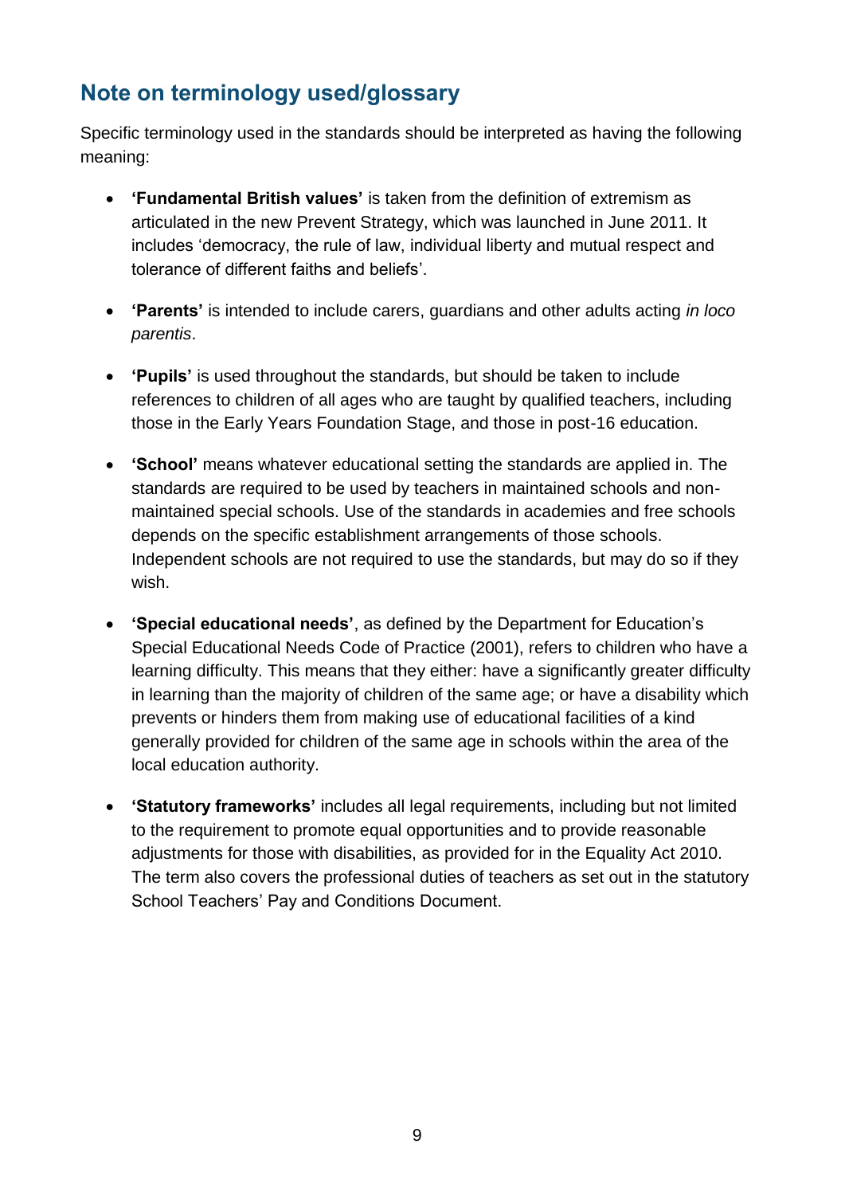## Note on terminology used/glossary

Specific terminology used in the standards should be interpreted as having the following meaning:

- **'Fundamental British values'** is taken from the definition of extremism as articulated in the new Prevent Strategy, which was launched in June 2011. It includes 'democracy, the rule of law, individual liberty and mutual respect and tolerance of different faiths and beliefs'.

- **'Parents'** is intended to include carers, guardians and other adults acting *in loco parentis*.

- **'Pupils'** is used throughout the standards, but should be taken to include references to children of all ages who are taught by qualified teachers, including those in the Early Years Foundation Stage, and those in post-16 education.

- **'School'** means whatever educational setting the standards are applied in. The standards are required to be used by teachers in maintained schools and non-maintained special schools. Use of the standards in academies and free schools depends on the specific establishment arrangements of those schools. Independent schools are not required to use the standards, but may do so if they wish.

- **'Special educational needs'**, as defined by the Department for Education's Special Educational Needs Code of Practice (2001), refers to children who have a learning difficulty. This means that they either: have a significantly greater difficulty in learning than the majority of children of the same age; or have a disability which prevents or hinders them from making use of educational facilities of a kind generally provided for children of the same age in schools within the area of the local education authority.

- **'Statutory frameworks'** includes all legal requirements, including but not limited to the requirement to promote equal opportunities and to provide reasonable adjustments for those with disabilities, as provided for in the Equality Act 2010. The term also covers the professional duties of teachers as set out in the statutory School Teachers' Pay and Conditions Document.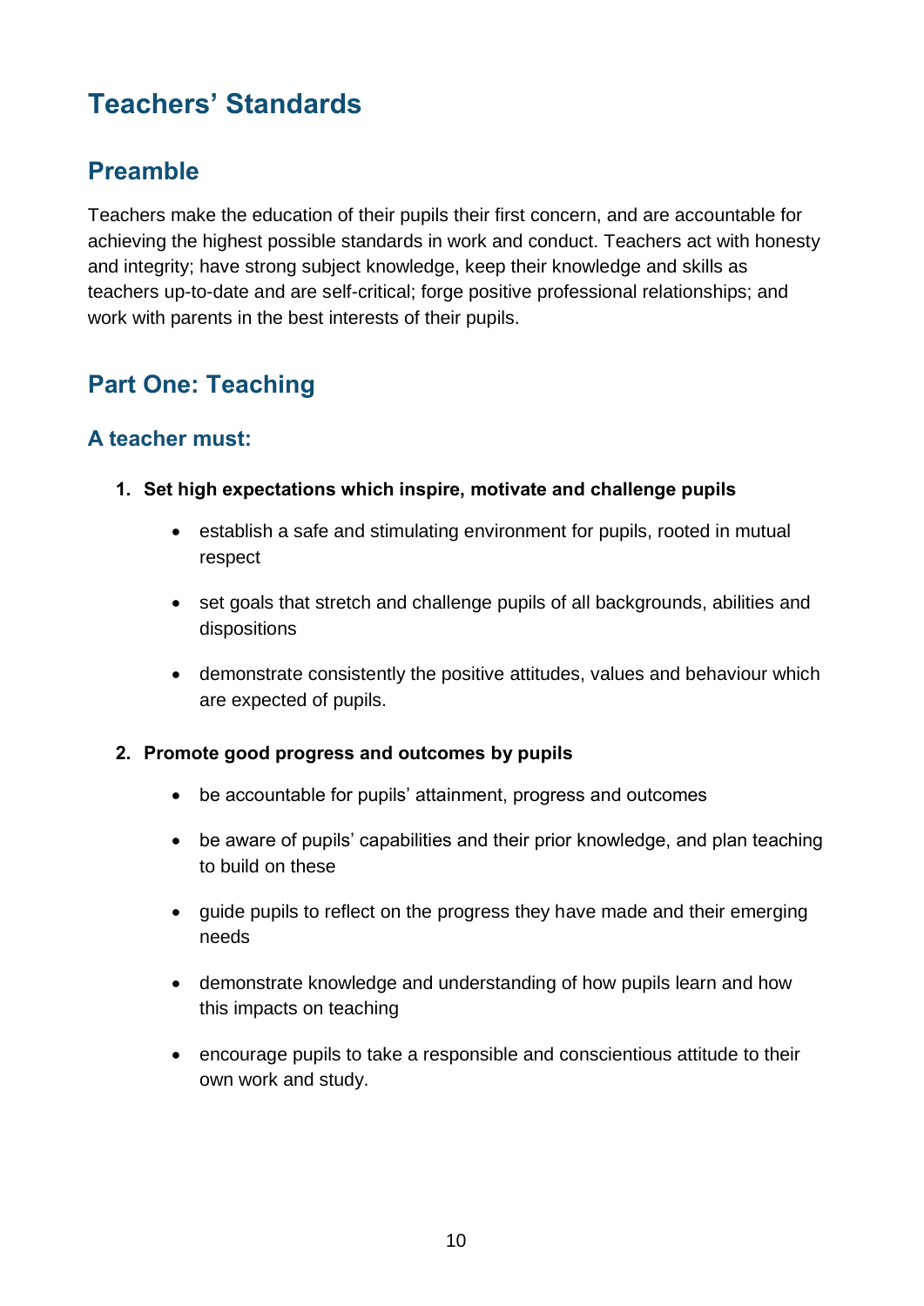# Teachers' Standards

## Preamble

Teachers make the education of their pupils their first concern, and are accountable for achieving the highest possible standards in work and conduct. Teachers act with honesty and integrity; have strong subject knowledge, keep their knowledge and skills as teachers up-to-date and are self-critical; forge positive professional relationships; and work with parents in the best interests of their pupils.

## Part One: Teaching

### A teacher must:

1. **Set high expectations which inspire, motivate and challenge pupils**
   - establish a safe and stimulating environment for pupils, rooted in mutual respect
   - set goals that stretch and challenge pupils of all backgrounds, abilities and dispositions
   - demonstrate consistently the positive attitudes, values and behaviour which are expected of pupils.

2. **Promote good progress and outcomes by pupils**
   - be accountable for pupils' attainment, progress and outcomes
   - be aware of pupils' capabilities and their prior knowledge, and plan teaching to build on these
   - guide pupils to reflect on the progress they have made and their emerging needs
   - demonstrate knowledge and understanding of how pupils learn and how this impacts on teaching
   - encourage pupils to take a responsible and conscientious attitude to their own work and study.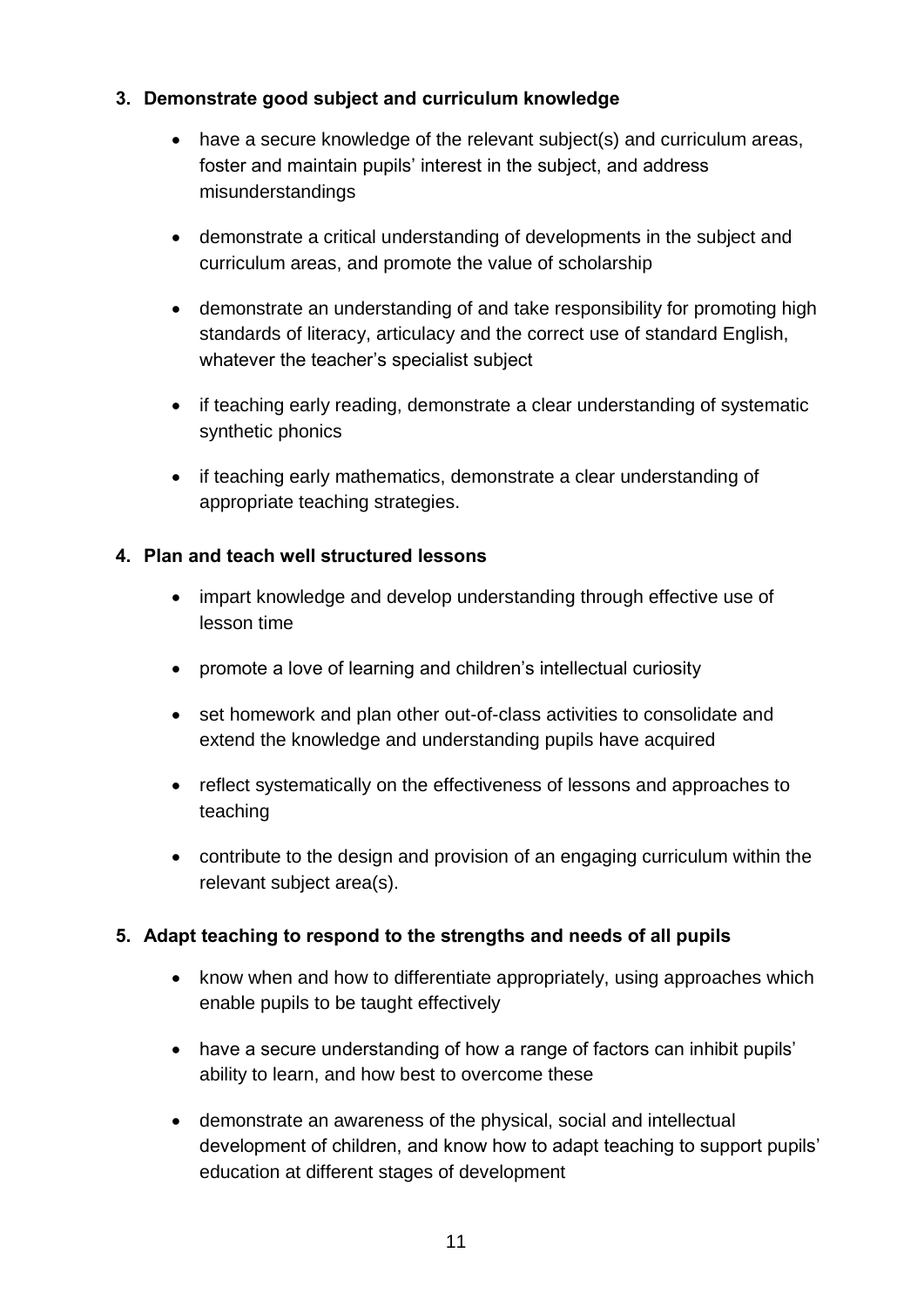**3. Demonstrate good subject and curriculum knowledge**

- have a secure knowledge of the relevant subject(s) and curriculum areas, foster and maintain pupils' interest in the subject, and address misunderstandings
- demonstrate a critical understanding of developments in the subject and curriculum areas, and promote the value of scholarship
- demonstrate an understanding of and take responsibility for promoting high standards of literacy, articulacy and the correct use of standard English, whatever the teacher's specialist subject
- if teaching early reading, demonstrate a clear understanding of systematic synthetic phonics
- if teaching early mathematics, demonstrate a clear understanding of appropriate teaching strategies.

**4. Plan and teach well structured lessons**

- impart knowledge and develop understanding through effective use of lesson time
- promote a love of learning and children's intellectual curiosity
- set homework and plan other out-of-class activities to consolidate and extend the knowledge and understanding pupils have acquired
- reflect systematically on the effectiveness of lessons and approaches to teaching
- contribute to the design and provision of an engaging curriculum within the relevant subject area(s).

**5. Adapt teaching to respond to the strengths and needs of all pupils**

- know when and how to differentiate appropriately, using approaches which enable pupils to be taught effectively
- have a secure understanding of how a range of factors can inhibit pupils' ability to learn, and how best to overcome these
- demonstrate an awareness of the physical, social and intellectual development of children, and know how to adapt teaching to support pupils' education at different stages of development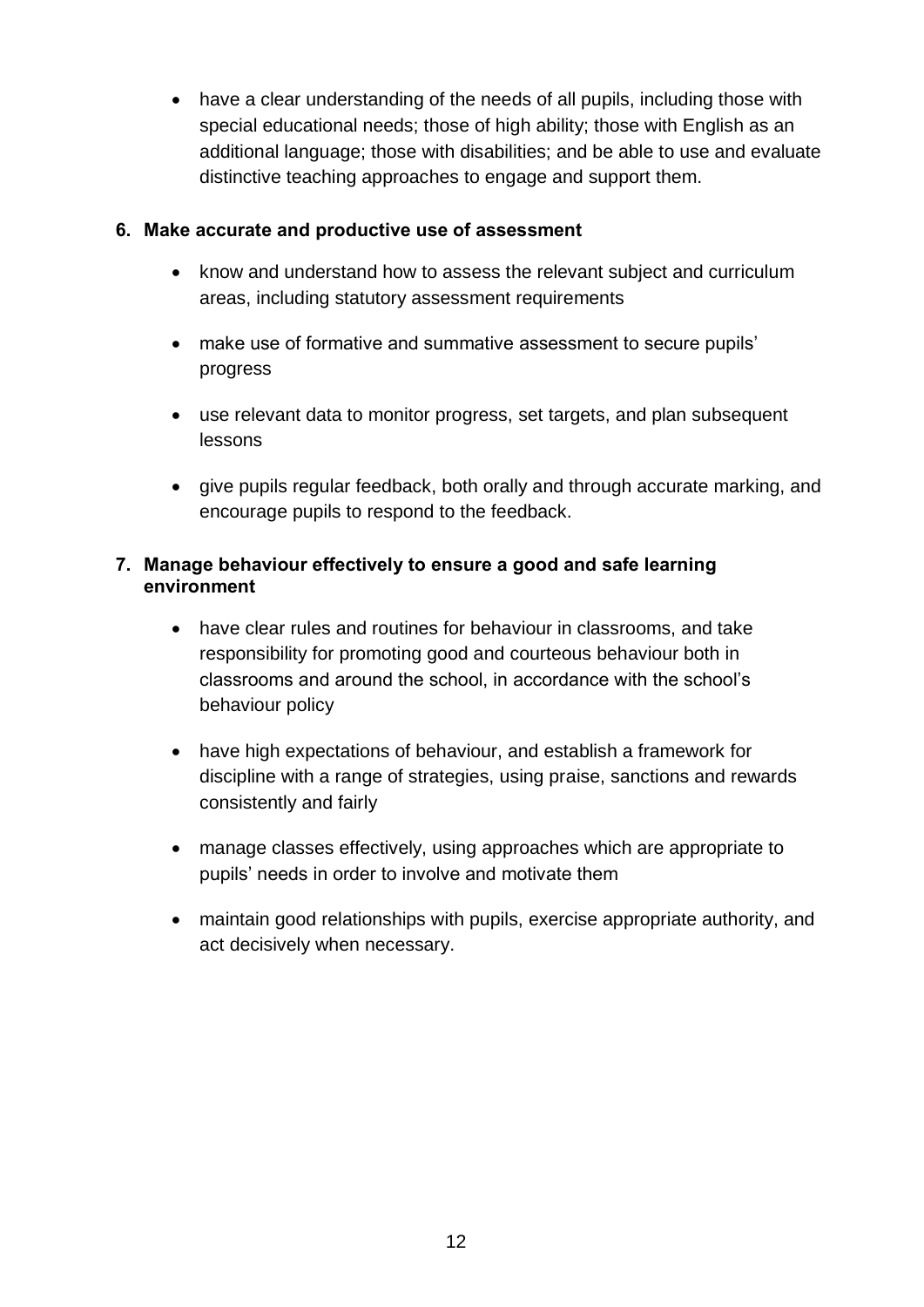- have a clear understanding of the needs of all pupils, including those with special educational needs; those of high ability; those with English as an additional language; those with disabilities; and be able to use and evaluate distinctive teaching approaches to engage and support them.

**6. Make accurate and productive use of assessment**

- know and understand how to assess the relevant subject and curriculum areas, including statutory assessment requirements
- make use of formative and summative assessment to secure pupils' progress
- use relevant data to monitor progress, set targets, and plan subsequent lessons
- give pupils regular feedback, both orally and through accurate marking, and encourage pupils to respond to the feedback.

**7. Manage behaviour effectively to ensure a good and safe learning environment**

- have clear rules and routines for behaviour in classrooms, and take responsibility for promoting good and courteous behaviour both in classrooms and around the school, in accordance with the school's behaviour policy
- have high expectations of behaviour, and establish a framework for discipline with a range of strategies, using praise, sanctions and rewards consistently and fairly
- manage classes effectively, using approaches which are appropriate to pupils' needs in order to involve and motivate them
- maintain good relationships with pupils, exercise appropriate authority, and act decisively when necessary.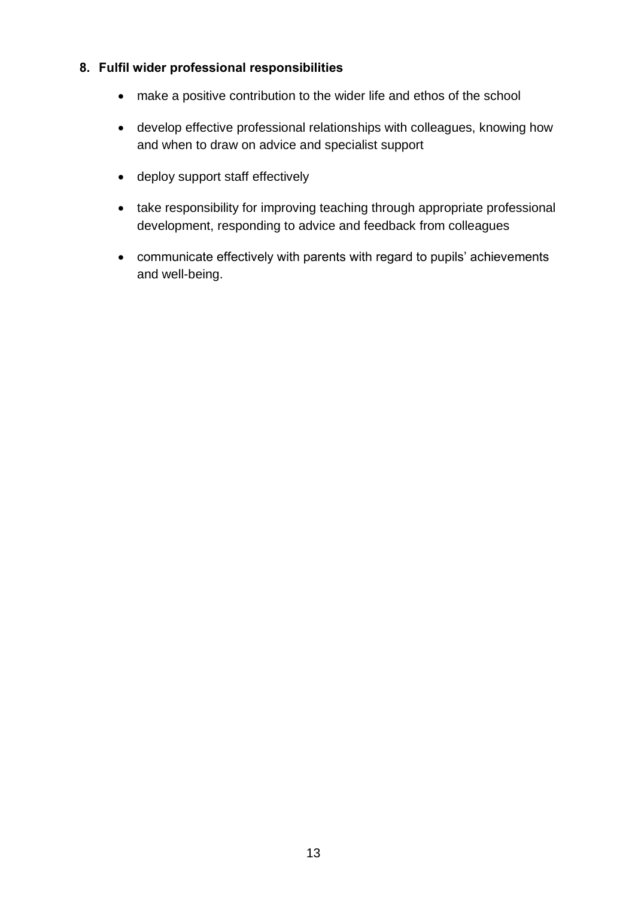**8. Fulfil wider professional responsibilities**

- make a positive contribution to the wider life and ethos of the school
- develop effective professional relationships with colleagues, knowing how and when to draw on advice and specialist support
- deploy support staff effectively
- take responsibility for improving teaching through appropriate professional development, responding to advice and feedback from colleagues
- communicate effectively with parents with regard to pupils' achievements and well-being.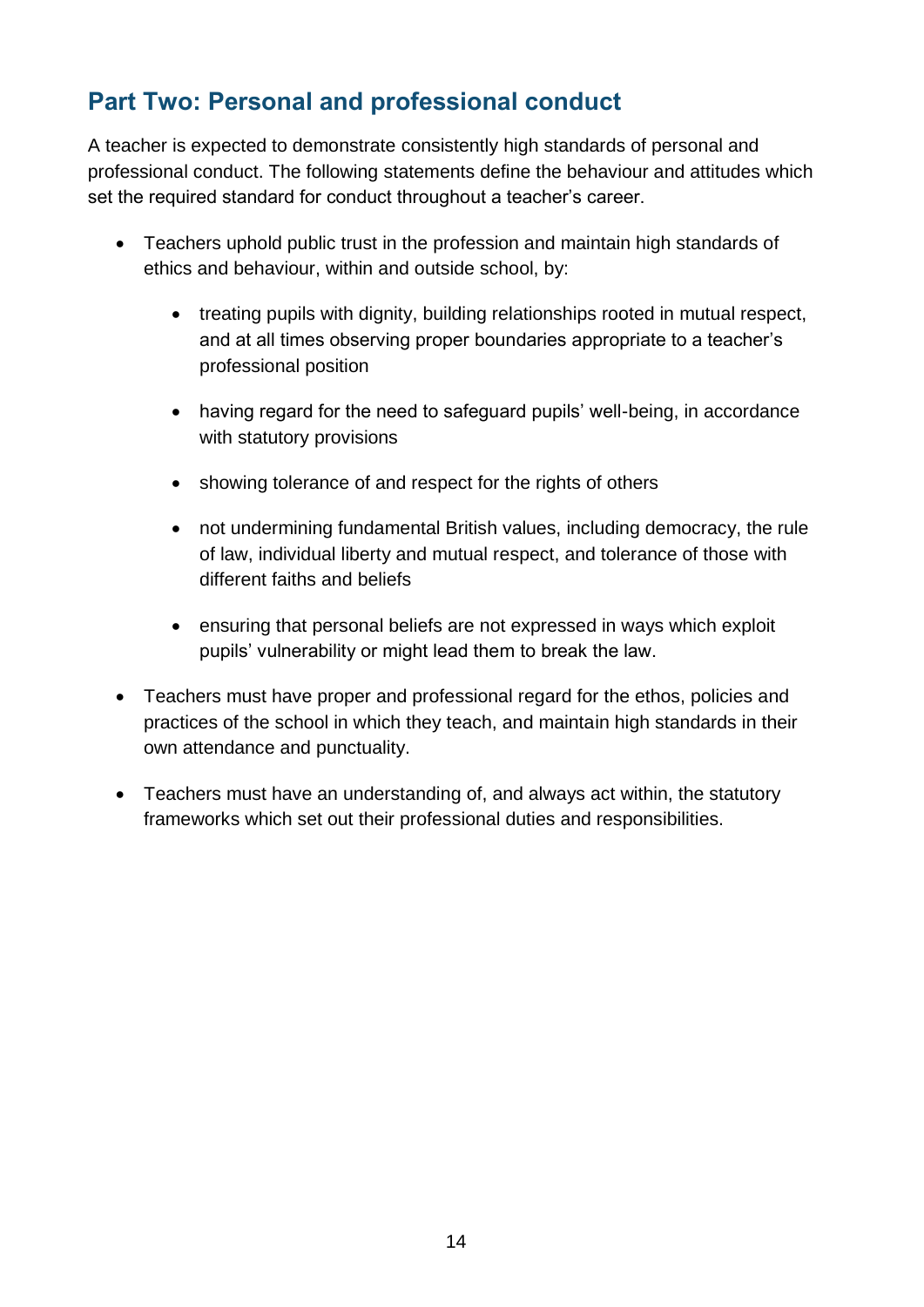## Part Two: Personal and professional conduct

A teacher is expected to demonstrate consistently high standards of personal and professional conduct. The following statements define the behaviour and attitudes which set the required standard for conduct throughout a teacher's career.

- Teachers uphold public trust in the profession and maintain high standards of ethics and behaviour, within and outside school, by:
  - treating pupils with dignity, building relationships rooted in mutual respect, and at all times observing proper boundaries appropriate to a teacher's professional position
  - having regard for the need to safeguard pupils' well-being, in accordance with statutory provisions
  - showing tolerance of and respect for the rights of others
  - not undermining fundamental British values, including democracy, the rule of law, individual liberty and mutual respect, and tolerance of those with different faiths and beliefs
  - ensuring that personal beliefs are not expressed in ways which exploit pupils' vulnerability or might lead them to break the law.
- Teachers must have proper and professional regard for the ethos, policies and practices of the school in which they teach, and maintain high standards in their own attendance and punctuality.
- Teachers must have an understanding of, and always act within, the statutory frameworks which set out their professional duties and responsibilities.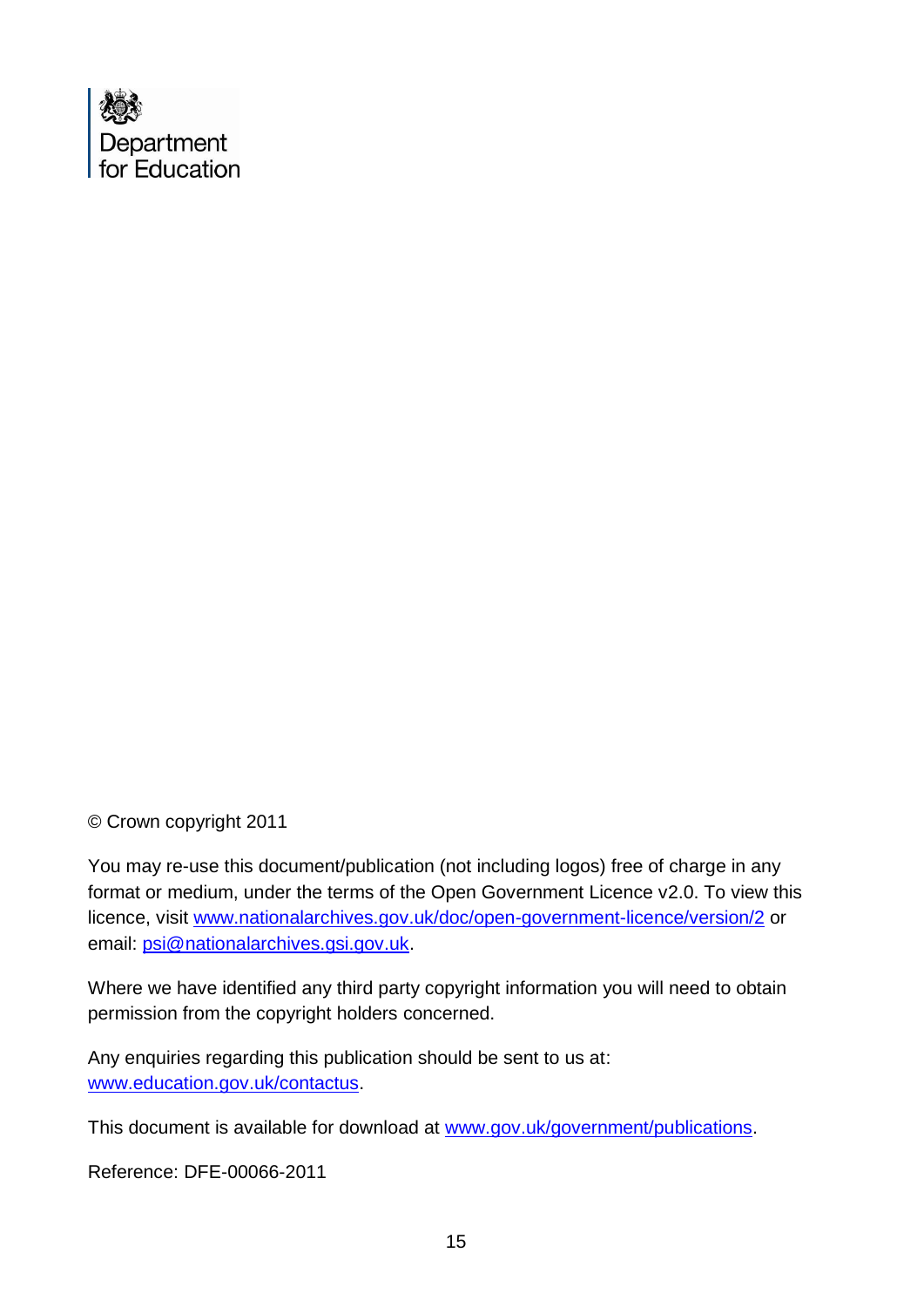Department for Education

© Crown copyright 2011

You may re-use this document/publication (not including logos) free of charge in any format or medium, under the terms of the Open Government Licence v2.0. To view this licence, visit www.nationalarchives.gov.uk/doc/open-government-licence/version/2 or email: psi@nationalarchives.gsi.gov.uk.

Where we have identified any third party copyright information you will need to obtain permission from the copyright holders concerned.

Any enquiries regarding this publication should be sent to us at: www.education.gov.uk/contactus.

This document is available for download at www.gov.uk/government/publications.

Reference: DFE-00066-2011